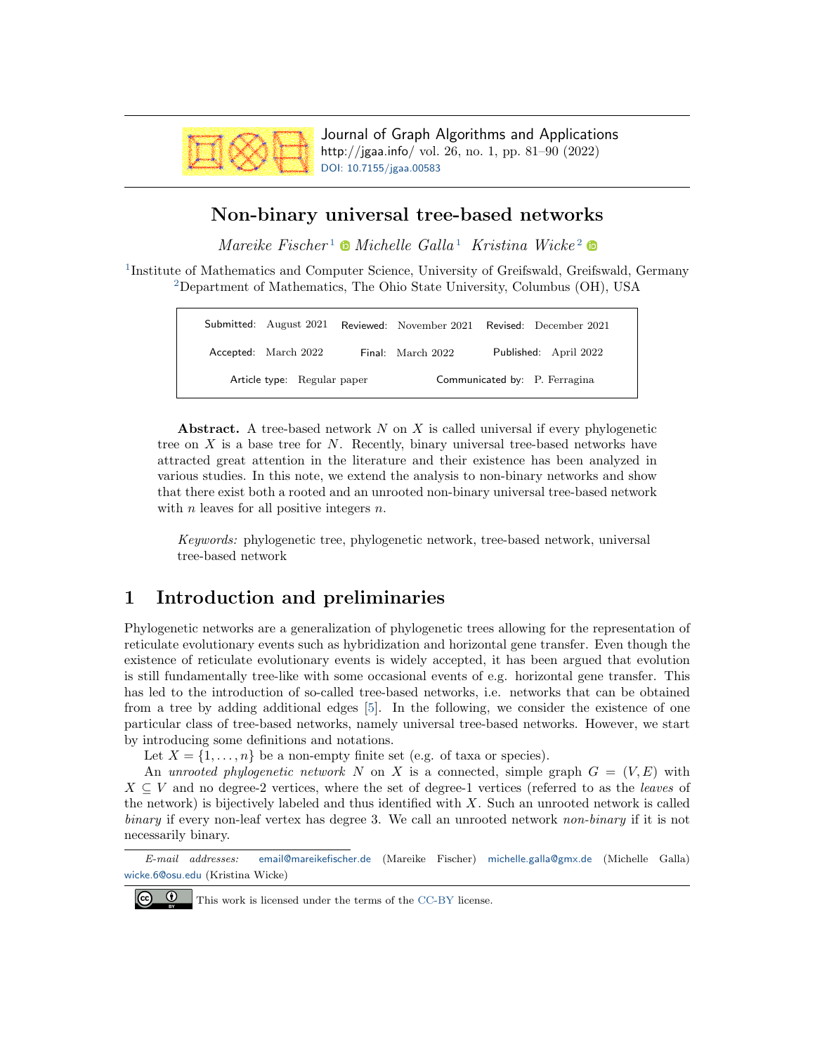# Non-binary universal tree-based networks

*Mareike Fischer*[1] *Michelle Galla*[1] *Kristina Wicke*[2]

[1]Institute of Mathematics and Computer Science, University of Greifswald, Greifswald, Germany
[2]Department of Mathematics, The Ohio State University, Columbus (OH), USA

| Submitted: August 2021 | Reviewed: November 2021 | Revised: December 2021 |
|---|---|---|
| Accepted: March 2022 | Final: March 2022 | Published: April 2022 |
| Article type: Regular paper | Communicated by: P. Ferragina | |

**Abstract.** A tree-based network $N$ on $X$ is called universal if every phylogenetic tree on $X$ is a base tree for $N$. Recently, binary universal tree-based networks have attracted great attention in the literature and their existence has been analyzed in various studies. In this note, we extend the analysis to non-binary networks and show that there exist both a rooted and an unrooted non-binary universal tree-based network with $n$ leaves for all positive integers $n$.

*Keywords:* phylogenetic tree, phylogenetic network, tree-based network, universal tree-based network

## 1 Introduction and preliminaries

Phylogenetic networks are a generalization of phylogenetic trees allowing for the representation of reticulate evolutionary events such as hybridization and horizontal gene transfer. Even though the existence of reticulate evolutionary events is widely accepted, it has been argued that evolution is still fundamentally tree-like with some occasional events of e.g. horizontal gene transfer. This has led to the introduction of so-called tree-based networks, i.e. networks that can be obtained from a tree by adding additional edges [5]. In the following, we consider the existence of one particular class of tree-based networks, namely universal tree-based networks. However, we start by introducing some definitions and notations.

Let $X = \{1, \ldots, n\}$ be a non-empty finite set (e.g. of taxa or species).

An *unrooted phylogenetic network* $N$ on $X$ is a connected, simple graph $G = (V, E)$ with $X \subseteq V$ and no degree-2 vertices, where the set of degree-1 vertices (referred to as the *leaves* of the network) is bijectively labeled and thus identified with $X$. Such an unrooted network is called *binary* if every non-leaf vertex has degree 3. We call an unrooted network *non-binary* if it is not necessarily binary.

*E-mail addresses:* email@mareikefischer.de (Mareike Fischer) michelle.galla@gmx.de (Michelle Galla) wicke.6@osu.edu (Kristina Wicke)

This work is licensed under the terms of the CC-BY license.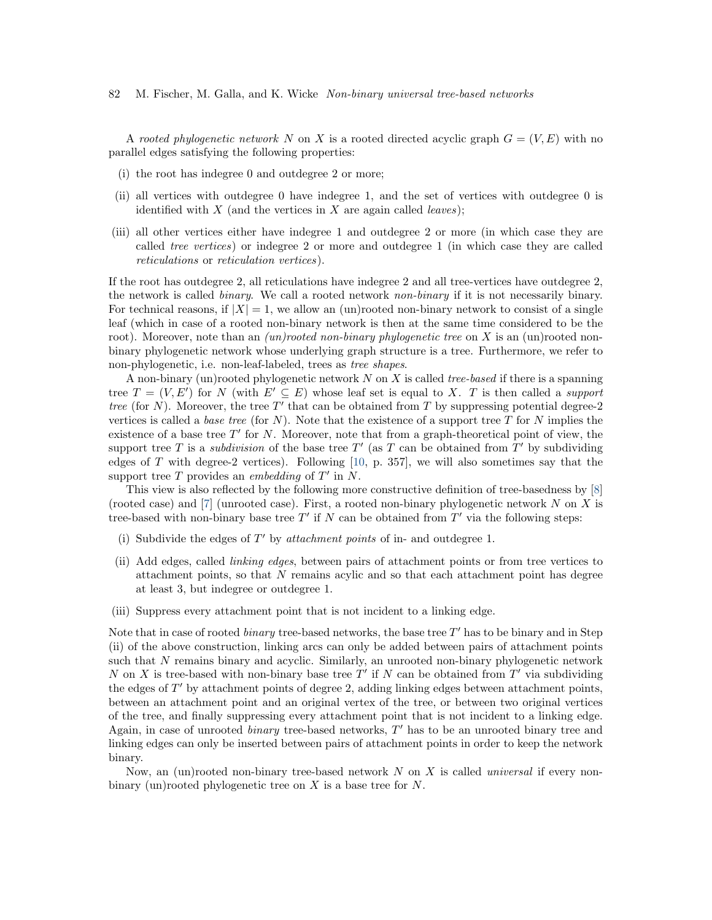A *rooted phylogenetic network* $N$ on $X$ is a rooted directed acyclic graph $G = (V, E)$ with no parallel edges satisfying the following properties:

(i) the root has indegree 0 and outdegree 2 or more;

(ii) all vertices with outdegree 0 have indegree 1, and the set of vertices with outdegree 0 is identified with $X$ (and the vertices in $X$ are again called *leaves*);

(iii) all other vertices either have indegree 1 and outdegree 2 or more (in which case they are called *tree vertices*) or indegree 2 or more and outdegree 1 (in which case they are called *reticulations* or *reticulation vertices*).

If the root has outdegree 2, all reticulations have indegree 2 and all tree-vertices have outdegree 2, the network is called *binary*. We call a rooted network *non-binary* if it is not necessarily binary. For technical reasons, if $|X| = 1$, we allow an (un)rooted non-binary network to consist of a single leaf (which in case of a rooted non-binary network is then at the same time considered to be the root). Moreover, note than an *(un)rooted non-binary phylogenetic tree* on $X$ is an (un)rooted non-binary phylogenetic network whose underlying graph structure is a tree. Furthermore, we refer to non-phylogenetic, i.e. non-leaf-labeled, trees as *tree shapes*.

A non-binary (un)rooted phylogenetic network $N$ on $X$ is called *tree-based* if there is a spanning tree $T = (V, E')$ for $N$ (with $E' \subseteq E$) whose leaf set is equal to $X$. $T$ is then called a *support tree* (for $N$). Moreover, the tree $T'$ that can be obtained from $T$ by suppressing potential degree-2 vertices is called a *base tree* (for $N$). Note that the existence of a support tree $T$ for $N$ implies the existence of a base tree $T'$ for $N$. Moreover, note that from a graph-theoretical point of view, the support tree $T$ is a *subdivision* of the base tree $T'$ (as $T$ can be obtained from $T'$ by subdividing edges of $T$ with degree-2 vertices). Following [10, p. 357], we will also sometimes say that the support tree $T$ provides an *embedding* of $T'$ in $N$.

This view is also reflected by the following more constructive definition of tree-basedness by [8] (rooted case) and [7] (unrooted case). First, a rooted non-binary phylogenetic network $N$ on $X$ is tree-based with non-binary base tree $T'$ if $N$ can be obtained from $T'$ via the following steps:

(i) Subdivide the edges of $T'$ by *attachment points* of in- and outdegree 1.

(ii) Add edges, called *linking edges*, between pairs of attachment points or from tree vertices to attachment points, so that $N$ remains acylic and so that each attachment point has degree at least 3, but indegree or outdegree 1.

(iii) Suppress every attachment point that is not incident to a linking edge.

Note that in case of rooted *binary* tree-based networks, the base tree $T'$ has to be binary and in Step (ii) of the above construction, linking arcs can only be added between pairs of attachment points such that $N$ remains binary and acyclic. Similarly, an unrooted non-binary phylogenetic network $N$ on $X$ is tree-based with non-binary base tree $T'$ if $N$ can be obtained from $T'$ via subdividing the edges of $T'$ by attachment points of degree 2, adding linking edges between attachment points, between an attachment point and an original vertex of the tree, or between two original vertices of the tree, and finally suppressing every attachment point that is not incident to a linking edge. Again, in case of unrooted *binary* tree-based networks, $T'$ has to be an unrooted binary tree and linking edges can only be inserted between pairs of attachment points in order to keep the network binary.

Now, an (un)rooted non-binary tree-based network $N$ on $X$ is called *universal* if every non-binary (un)rooted phylogenetic tree on $X$ is a base tree for $N$.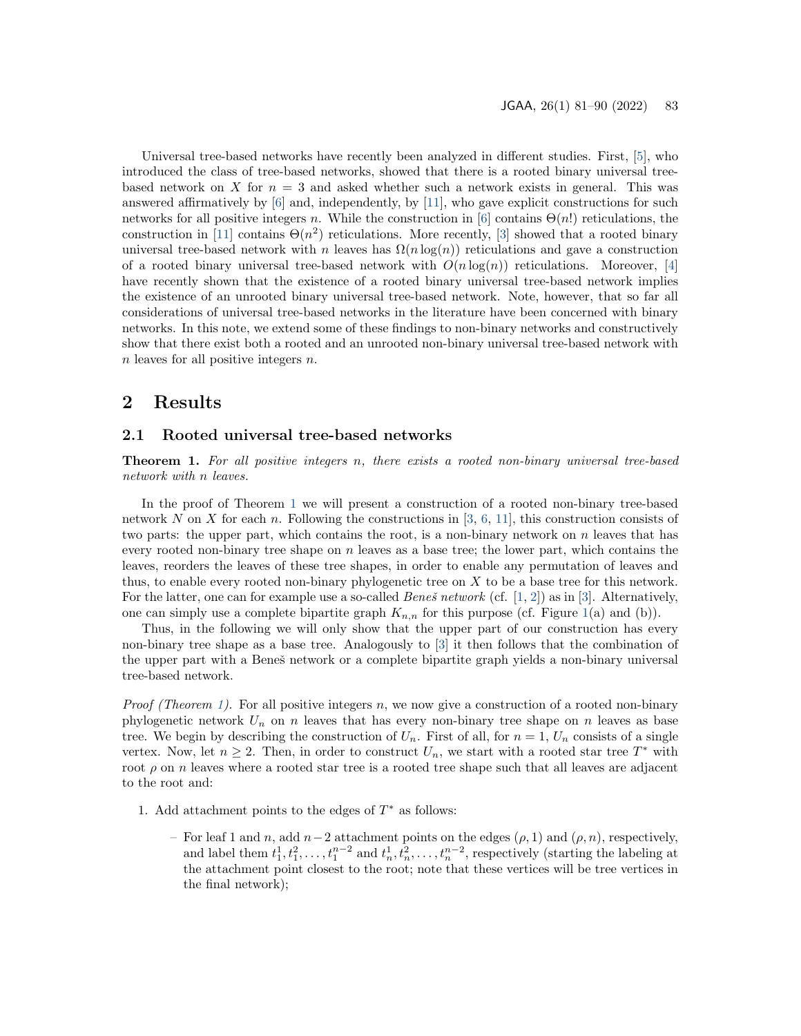Universal tree-based networks have recently been analyzed in different studies. First, [5], who introduced the class of tree-based networks, showed that there is a rooted binary universal tree-based network on $X$ for $n = 3$ and asked whether such a network exists in general. This was answered affirmatively by [6] and, independently, by [11], who gave explicit constructions for such networks for all positive integers $n$. While the construction in [6] contains $\Theta(n!)$ reticulations, the construction in [11] contains $\Theta(n^2)$ reticulations. More recently, [3] showed that a rooted binary universal tree-based network with $n$ leaves has $\Omega(n \log(n))$ reticulations and gave a construction of a rooted binary universal tree-based network with $O(n \log(n))$ reticulations. Moreover, [4] have recently shown that the existence of a rooted binary universal tree-based network implies the existence of an unrooted binary universal tree-based network. Note, however, that so far all considerations of universal tree-based networks in the literature have been concerned with binary networks. In this note, we extend some of these findings to non-binary networks and constructively show that there exist both a rooted and an unrooted non-binary universal tree-based network with $n$ leaves for all positive integers $n$.

# 2 Results

## 2.1 Rooted universal tree-based networks

**Theorem 1.** *For all positive integers $n$, there exists a rooted non-binary universal tree-based network with $n$ leaves.*

In the proof of Theorem 1 we will present a construction of a rooted non-binary tree-based network $N$ on $X$ for each $n$. Following the constructions in [3, 6, 11], this construction consists of two parts: the upper part, which contains the root, is a non-binary network on $n$ leaves that has every rooted non-binary tree shape on $n$ leaves as a base tree; the lower part, which contains the leaves, reorders the leaves of these tree shapes, in order to enable any permutation of leaves and thus, to enable every rooted non-binary phylogenetic tree on $X$ to be a base tree for this network. For the latter, one can for example use a so-called *Beneš network* (cf. [1, 2]) as in [3]. Alternatively, one can simply use a complete bipartite graph $K_{n,n}$ for this purpose (cf. Figure 1(a) and (b)).

Thus, in the following we will only show that the upper part of our construction has every non-binary tree shape as a base tree. Analogously to [3] it then follows that the combination of the upper part with a Beneš network or a complete bipartite graph yields a non-binary universal tree-based network.

*Proof (Theorem 1).* For all positive integers $n$, we now give a construction of a rooted non-binary phylogenetic network $U_n$ on $n$ leaves that has every non-binary tree shape on $n$ leaves as base tree. We begin by describing the construction of $U_n$. First of all, for $n = 1$, $U_n$ consists of a single vertex. Now, let $n \geq 2$. Then, in order to construct $U_n$, we start with a rooted star tree $T^*$ with root $\rho$ on $n$ leaves where a rooted star tree is a rooted tree shape such that all leaves are adjacent to the root and:

1. Add attachment points to the edges of $T^*$ as follows:

   – For leaf 1 and $n$, add $n-2$ attachment points on the edges $(\rho, 1)$ and $(\rho, n)$, respectively, and label them $t_1^1, t_1^2, \ldots, t_1^{n-2}$ and $t_n^1, t_n^2, \ldots, t_n^{n-2}$, respectively (starting the labeling at the attachment point closest to the root; note that these vertices will be tree vertices in the final network);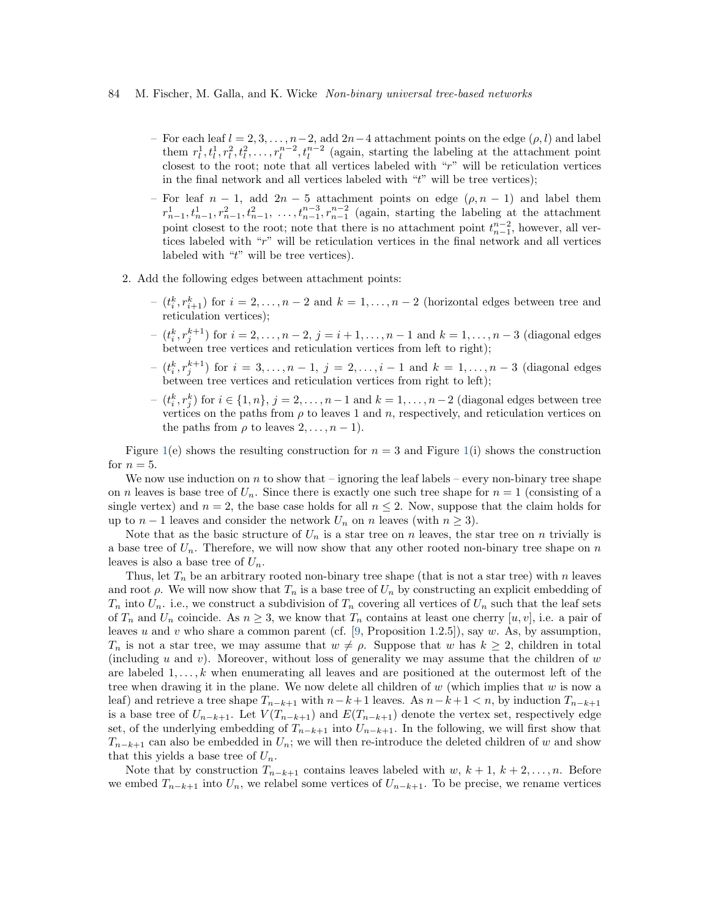- For each leaf $l = 2, 3, \ldots, n-2$, add $2n-4$ attachment points on the edge $(\rho, l)$ and label them $r_l^1, t_l^1, r_l^2, t_l^2, \ldots, r_l^{n-2}, t_l^{n-2}$ (again, starting the labeling at the attachment point closest to the root; note that all vertices labeled with "$r$" will be reticulation vertices in the final network and all vertices labeled with "$t$" will be tree vertices);
  - For leaf $n-1$, add $2n-5$ attachment points on edge $(\rho, n-1)$ and label them $r_{n-1}^1, t_{n-1}^1, r_{n-1}^2, t_{n-1}^2, \ldots, t_{n-1}^{n-3}, r_{n-1}^{n-2}$ (again, starting the labeling at the attachment point closest to the root; note that there is no attachment point $t_{n-1}^{n-2}$, however, all vertices labeled with "$r$" will be reticulation vertices in the final network and all vertices labeled with "$t$" will be tree vertices).

2. Add the following edges between attachment points:
  - $(t_i^k, r_{i+1}^k)$ for $i = 2, \ldots, n-2$ and $k = 1, \ldots, n-2$ (horizontal edges between tree and reticulation vertices);
  - $(t_i^k, r_j^{k+1})$ for $i = 2, \ldots, n-2$, $j = i+1, \ldots, n-1$ and $k = 1, \ldots, n-3$ (diagonal edges between tree vertices and reticulation vertices from left to right);
  - $(t_i^k, r_j^{k+1})$ for $i = 3, \ldots, n-1$, $j = 2, \ldots, i-1$ and $k = 1, \ldots, n-3$ (diagonal edges between tree vertices and reticulation vertices from right to left);
  - $(t_i^k, r_j^k)$ for $i \in \{1, n\}$, $j = 2, \ldots, n-1$ and $k = 1, \ldots, n-2$ (diagonal edges between tree vertices on the paths from $\rho$ to leaves 1 and $n$, respectively, and reticulation vertices on the paths from $\rho$ to leaves $2, \ldots, n-1$).

Figure 1(e) shows the resulting construction for $n = 3$ and Figure 1(i) shows the construction for $n = 5$.

We now use induction on $n$ to show that – ignoring the leaf labels – every non-binary tree shape on $n$ leaves is base tree of $U_n$. Since there is exactly one such tree shape for $n = 1$ (consisting of a single vertex) and $n = 2$, the base case holds for all $n \leq 2$. Now, suppose that the claim holds for up to $n-1$ leaves and consider the network $U_n$ on $n$ leaves (with $n \geq 3$).

Note that as the basic structure of $U_n$ is a star tree on $n$ leaves, the star tree on $n$ trivially is a base tree of $U_n$. Therefore, we will now show that any other rooted non-binary tree shape on $n$ leaves is also a base tree of $U_n$.

Thus, let $T_n$ be an arbitrary rooted non-binary tree shape (that is not a star tree) with $n$ leaves and root $\rho$. We will now show that $T_n$ is a base tree of $U_n$ by constructing an explicit embedding of $T_n$ into $U_n$. i.e., we construct a subdivision of $T_n$ covering all vertices of $U_n$ such that the leaf sets of $T_n$ and $U_n$ coincide. As $n \geq 3$, we know that $T_n$ contains at least one cherry $[u, v]$, i.e. a pair of leaves $u$ and $v$ who share a common parent (cf. [9, Proposition 1.2.5]), say $w$. As, by assumption, $T_n$ is not a star tree, we may assume that $w \neq \rho$. Suppose that $w$ has $k \geq 2$, children in total (including $u$ and $v$). Moreover, without loss of generality we may assume that the children of $w$ are labeled $1, \ldots, k$ when enumerating all leaves and are positioned at the outermost left of the tree when drawing it in the plane. We now delete all children of $w$ (which implies that $w$ is now a leaf) and retrieve a tree shape $T_{n-k+1}$ with $n-k+1$ leaves. As $n-k+1 < n$, by induction $T_{n-k+1}$ is a base tree of $U_{n-k+1}$. Let $V(T_{n-k+1})$ and $E(T_{n-k+1})$ denote the vertex set, respectively edge set, of the underlying embedding of $T_{n-k+1}$ into $U_{n-k+1}$. In the following, we will first show that $T_{n-k+1}$ can also be embedded in $U_n$; we will then re-introduce the deleted children of $w$ and show that this yields a base tree of $U_n$.

Note that by construction $T_{n-k+1}$ contains leaves labeled with $w$, $k+1$, $k+2, \ldots, n$. Before we embed $T_{n-k+1}$ into $U_n$, we relabel some vertices of $U_{n-k+1}$. To be precise, we rename vertices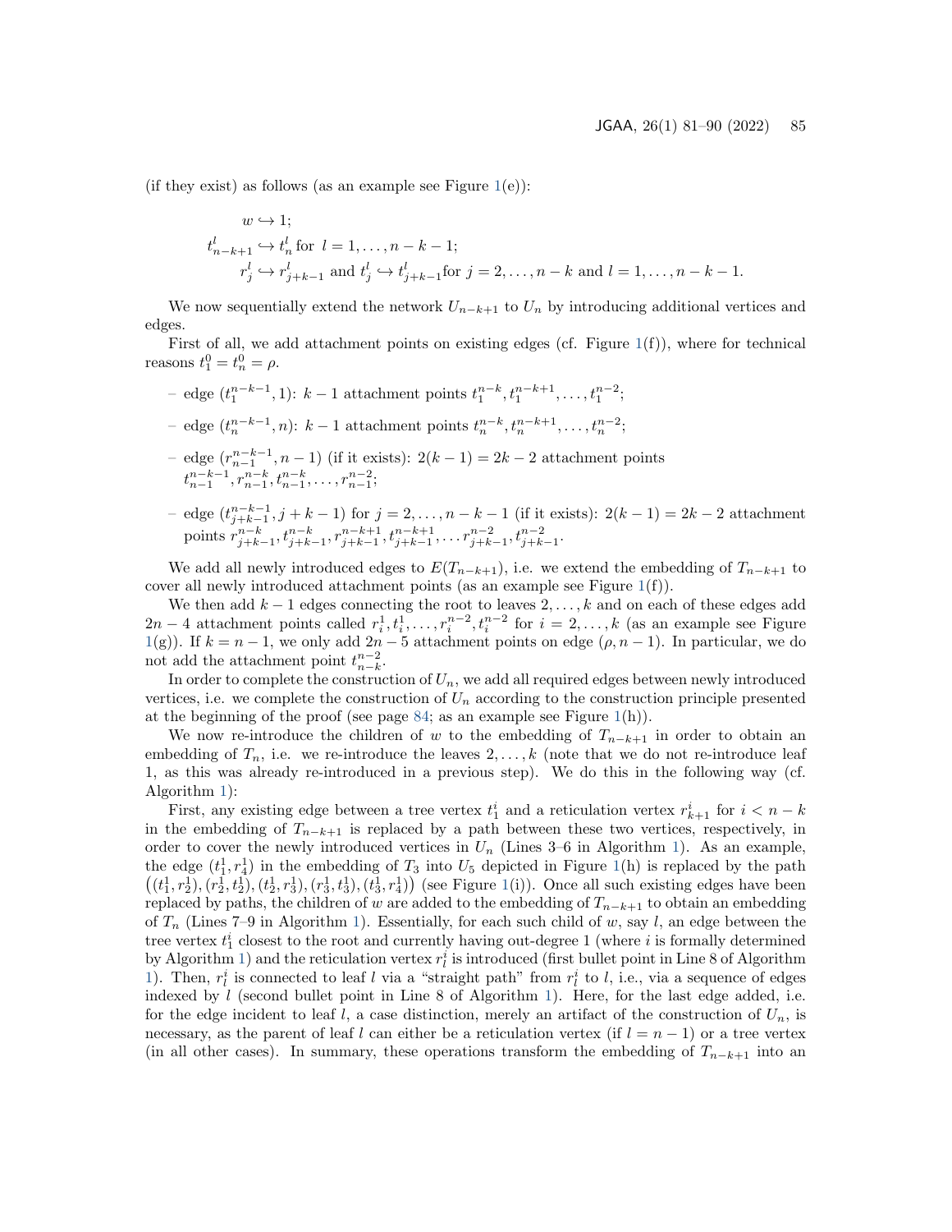(if they exist) as follows (as an example see Figure 1(e)):

$$
\begin{aligned}
w &\hookrightarrow 1; \\
t^l_{n-k+1} &\hookrightarrow t^l_n \text{ for } l = 1, \ldots, n-k-1; \\
r^l_j &\hookrightarrow r^l_{j+k-1} \text{ and } t^l_j \hookrightarrow t^l_{j+k-1} \text{for } j = 2, \ldots, n-k \text{ and } l = 1, \ldots, n-k-1.
\end{aligned}
$$

We now sequentially extend the network $U_{n-k+1}$ to $U_n$ by introducing additional vertices and edges.

First of all, we add attachment points on existing edges (cf. Figure 1(f)), where for technical reasons $t^0_1 = t^0_n = \rho$.

- edge $(t^{n-k-1}_1, 1)$: $k-1$ attachment points $t^{n-k}_1, t^{n-k+1}_1, \ldots, t^{n-2}_1$;
- edge $(t^{n-k-1}_n, n)$: $k-1$ attachment points $t^{n-k}_n, t^{n-k+1}_n, \ldots, t^{n-2}_n$;
- edge $(r^{n-k-1}_{n-1}, n-1)$ (if it exists): $2(k-1) = 2k-2$ attachment points $t^{n-k-1}_{n-1}, r^{n-k}_{n-1}, t^{n-k}_{n-1}, \ldots, r^{n-2}_{n-1}$;
- edge $(t^{n-k-1}_{j+k-1}, j+k-1)$ for $j = 2, \ldots, n-k-1$ (if it exists): $2(k-1) = 2k-2$ attachment points $r^{n-k}_{j+k-1}, t^{n-k}_{j+k-1}, r^{n-k+1}_{j+k-1}, t^{n-k+1}_{j+k-1}, \ldots r^{n-2}_{j+k-1}, t^{n-2}_{j+k-1}$.

We add all newly introduced edges to $E(T_{n-k+1})$, i.e. we extend the embedding of $T_{n-k+1}$ to cover all newly introduced attachment points (as an example see Figure 1(f)).

We then add $k-1$ edges connecting the root to leaves $2, \ldots, k$ and on each of these edges add $2n-4$ attachment points called $r^1_i, t^1_i, \ldots, r^{n-2}_i, t^{n-2}_i$ for $i = 2, \ldots, k$ (as an example see Figure 1(g)). If $k = n-1$, we only add $2n-5$ attachment points on edge $(\rho, n-1)$. In particular, we do not add the attachment point $t^{n-2}_{n-k}$.

In order to complete the construction of $U_n$, we add all required edges between newly introduced vertices, i.e. we complete the construction of $U_n$ according to the construction principle presented at the beginning of the proof (see page 84; as an example see Figure 1(h)).

We now re-introduce the children of $w$ to the embedding of $T_{n-k+1}$ in order to obtain an embedding of $T_n$, i.e. we re-introduce the leaves $2, \ldots, k$ (note that we do not re-introduce leaf 1, as this was already re-introduced in a previous step). We do this in the following way (cf. Algorithm 1):

First, any existing edge between a tree vertex $t^i_1$ and a reticulation vertex $r^i_{k+1}$ for $i < n-k$ in the embedding of $T_{n-k+1}$ is replaced by a path between these two vertices, respectively, in order to cover the newly introduced vertices in $U_n$ (Lines 3–6 in Algorithm 1). As an example, the edge $(t^1_1, r^1_4)$ in the embedding of $T_3$ into $U_5$ depicted in Figure 1(h) is replaced by the path $\left((t^1_1, r^1_2), (r^1_2, t^1_2), (t^1_2, r^1_3), (r^1_3, t^1_3), (t^1_3, r^1_4)\right)$ (see Figure 1(i)). Once all such existing edges have been replaced by paths, the children of $w$ are added to the embedding of $T_{n-k+1}$ to obtain an embedding of $T_n$ (Lines 7–9 in Algorithm 1). Essentially, for each such child of $w$, say $l$, an edge between the tree vertex $t^i_1$ closest to the root and currently having out-degree 1 (where $i$ is formally determined by Algorithm 1) and the reticulation vertex $r^i_l$ is introduced (first bullet point in Line 8 of Algorithm 1). Then, $r^i_l$ is connected to leaf $l$ via a "straight path" from $r^i_l$ to $l$, i.e., via a sequence of edges indexed by $l$ (second bullet point in Line 8 of Algorithm 1). Here, for the last edge added, i.e. for the edge incident to leaf $l$, a case distinction, merely an artifact of the construction of $U_n$, is necessary, as the parent of leaf $l$ can either be a reticulation vertex (if $l = n-1$) or a tree vertex (in all other cases). In summary, these operations transform the embedding of $T_{n-k+1}$ into an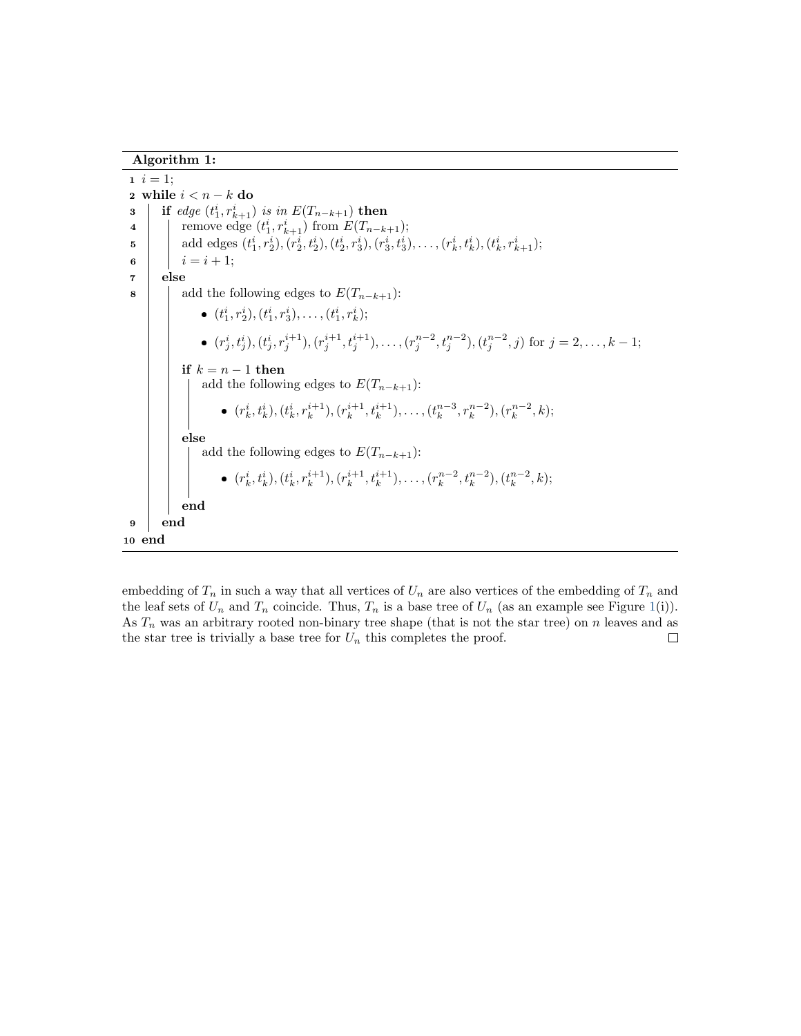**Algorithm 1:**

```
1  i = 1;
2  while i < n − k do
3  |  if edge (t_1^i, r_{k+1}^i) is in E(T_{n−k+1}) then
4  |  |  remove edge (t_1^i, r_{k+1}^i) from E(T_{n−k+1});
5  |  |  add edges (t_1^i, r_2^i), (r_2^i, t_2^i), (t_2^i, r_3^i), (r_3^i, t_3^i), ..., (r_k^i, t_k^i), (t_k^i, r_{k+1}^i);
6  |  |  i = i + 1;
7  |  else
8  |  |  add the following edges to E(T_{n−k+1}):
   |  |     • (t_1^i, r_2^i), (t_1^i, r_3^i), ..., (t_1^i, r_k^i);
   |  |     • (r_j^i, t_j^i), (t_j^i, r_j^{i+1}), (r_j^{i+1}, t_j^{i+1}), ..., (r_j^{n−2}, t_j^{n−2}), (t_j^{n−2}, j) for j = 2, ..., k − 1;
   |  |  if k = n − 1 then
   |  |  |  add the following edges to E(T_{n−k+1}):
   |  |  |     • (r_k^i, t_k^i), (t_k^i, r_k^{i+1}), (r_k^{i+1}, t_k^{i+1}), ..., (t_k^{n−3}, r_k^{n−2}), (r_k^{n−2}, k);
   |  |  else
   |  |  |  add the following edges to E(T_{n−k+1}):
   |  |  |     • (r_k^i, t_k^i), (t_k^i, r_k^{i+1}), (r_k^{i+1}, t_k^{i+1}), ..., (r_k^{n−2}, t_k^{n−2}), (t_k^{n−2}, k);
   |  |  end
9  |  end
10 end
```

embedding of $T_n$ in such a way that all vertices of $U_n$ are also vertices of the embedding of $T_n$ and the leaf sets of $U_n$ and $T_n$ coincide. Thus, $T_n$ is a base tree of $U_n$ (as an example see Figure 1(i)). As $T_n$ was an arbitrary rooted non-binary tree shape (that is not the star tree) on $n$ leaves and as the star tree is trivially a base tree for $U_n$ this completes the proof. $\square$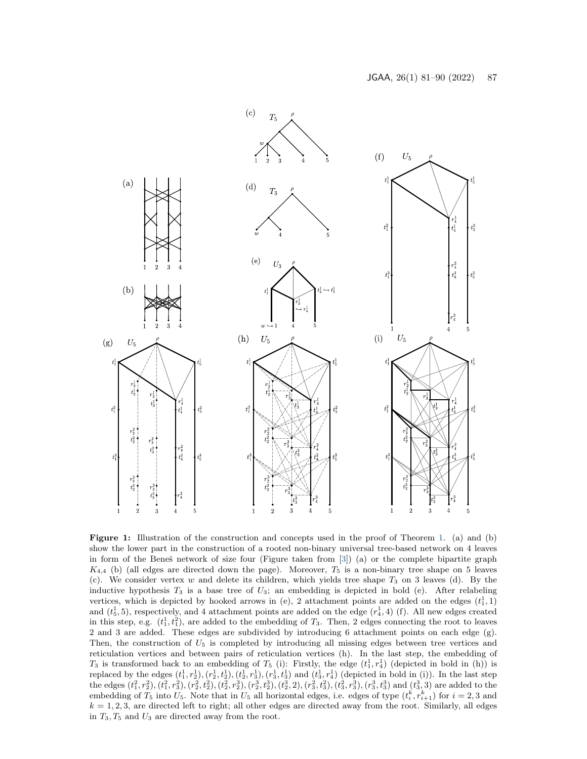**Figure 1:** Illustration of the construction and concepts used in the proof of Theorem 1. (a) and (b) show the lower part in the construction of a rooted non-binary universal tree-based network on 4 leaves in form of the Beneš network of size four (Figure taken from [3]) (a) or the complete bipartite graph $K_{4,4}$ (b) (all edges are directed down the page). Moreover, $T_5$ is a non-binary tree shape on 5 leaves (c). We consider vertex $w$ and delete its children, which yields tree shape $T_3$ on 3 leaves (d). By the inductive hypothesis $T_3$ is a base tree of $U_3$; an embedding is depicted in bold (e). After relabeling vertices, which is depicted by hooked arrows in (e), 2 attachment points are added on the edges $(t_1^1, 1)$ and $(t_5^1, 5)$, respectively, and 4 attachment points are added on the edge $(r_4^1, 4)$ (f). All new edges created in this step, e.g. $(t_1^1, t_1^2)$, are added to the embedding of $T_3$. Then, 2 edges connecting the root to leaves 2 and 3 are added. These edges are subdivided by introducing 6 attachment points on each edge (g). Then, the construction of $U_5$ is completed by introducing all missing edges between tree vertices and reticulation vertices and between pairs of reticulation vertices (h). In the last step, the embedding of $T_3$ is transformed back to an embedding of $T_5$ (i): Firstly, the edge $(t_1^1, r_4^1)$ (depicted in bold in (h)) is replaced by the edges $(t_1^1, r_2^1), (r_2^1, t_2^1), (t_2^1, r_3^1), (r_3^1, t_3^1)$ and $(t_3^1, r_4^1)$ (depicted in bold in (i)). In the last step the edges $(t_1^2, r_2^2), (t_1^2, r_3^2), (r_2^2, t_2^2), (t_2^2, r_3^2), (r_3^2, t_2^2), (t_2^3, 2), (r_3^2, t_3^2), (t_3^2, r_3^3), (r_3^3, t_3^3)$ and $(t_3^3, 3)$ are added to the embedding of $T_5$ into $U_5$. Note that in $U_5$ all horizontal edges, i.e. edges of type $(t_i^k, r_{i+1}^k)$ for $i = 2, 3$ and $k = 1, 2, 3$, are directed left to right; all other edges are directed away from the root. Similarly, all edges in $T_3, T_5$ and $U_3$ are directed away from the root.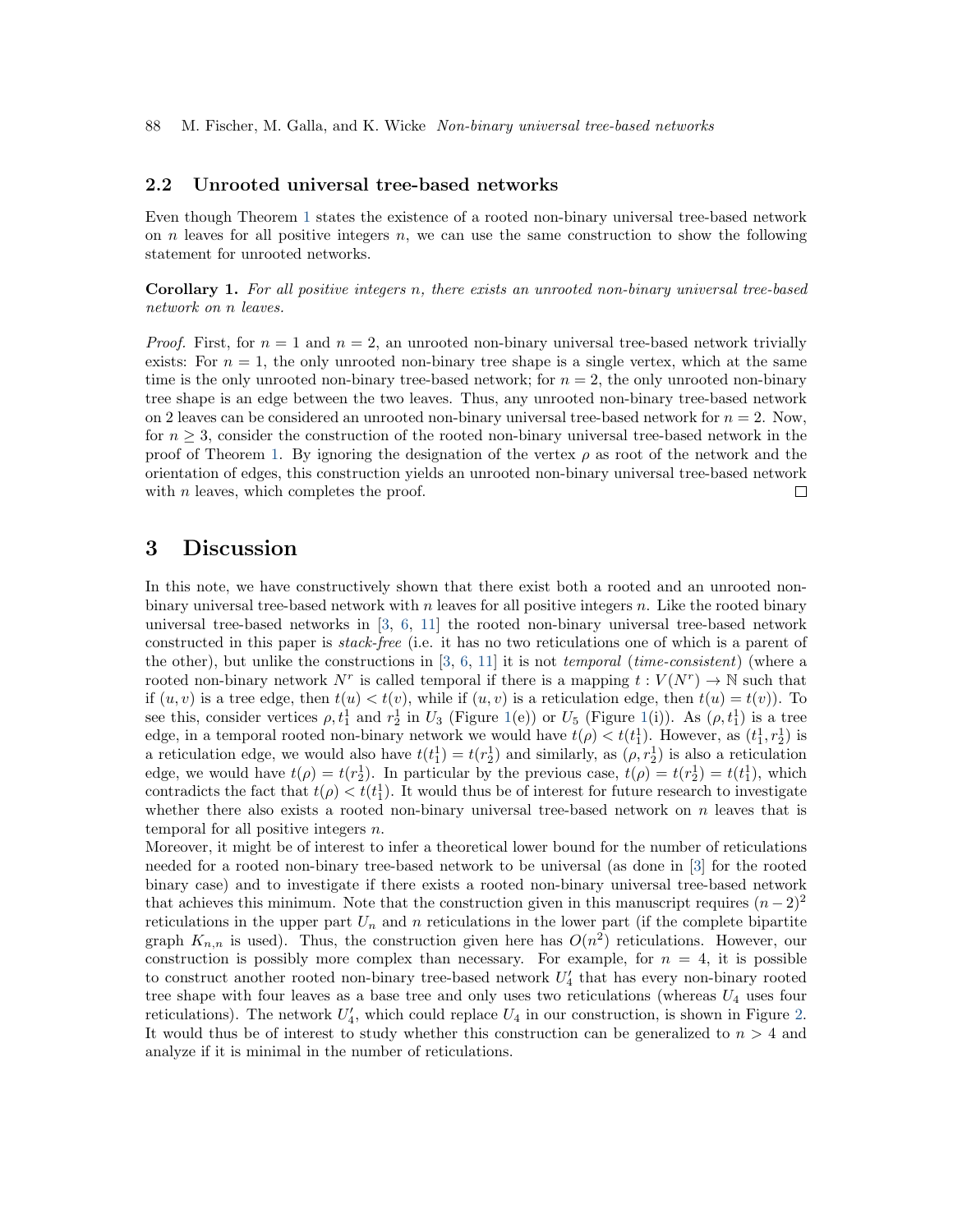### 2.2 Unrooted universal tree-based networks

Even though Theorem 1 states the existence of a rooted non-binary universal tree-based network on $n$ leaves for all positive integers $n$, we can use the same construction to show the following statement for unrooted networks.

**Corollary 1.** *For all positive integers $n$, there exists an unrooted non-binary universal tree-based network on $n$ leaves.*

*Proof.* First, for $n = 1$ and $n = 2$, an unrooted non-binary universal tree-based network trivially exists: For $n = 1$, the only unrooted non-binary tree shape is a single vertex, which at the same time is the only unrooted non-binary tree-based network; for $n = 2$, the only unrooted non-binary tree shape is an edge between the two leaves. Thus, any unrooted non-binary tree-based network on 2 leaves can be considered an unrooted non-binary universal tree-based network for $n = 2$. Now, for $n \geq 3$, consider the construction of the rooted non-binary universal tree-based network in the proof of Theorem 1. By ignoring the designation of the vertex $\rho$ as root of the network and the orientation of edges, this construction yields an unrooted non-binary universal tree-based network with $n$ leaves, which completes the proof. $\square$

## 3 Discussion

In this note, we have constructively shown that there exist both a rooted and an unrooted non-binary universal tree-based network with $n$ leaves for all positive integers $n$. Like the rooted binary universal tree-based networks in [3, 6, 11] the rooted non-binary universal tree-based network constructed in this paper is *stack-free* (i.e. it has no two reticulations one of which is a parent of the other), but unlike the constructions in [3, 6, 11] it is not *temporal* (*time-consistent*) (where a rooted non-binary network $N^r$ is called temporal if there is a mapping $t : V(N^r) \rightarrow \mathbb{N}$ such that if $(u, v)$ is a tree edge, then $t(u) < t(v)$, while if $(u, v)$ is a reticulation edge, then $t(u) = t(v)$). To see this, consider vertices $\rho, t_1^1$ and $r_2^1$ in $U_3$ (Figure 1(e)) or $U_5$ (Figure 1(i)). As $(\rho, t_1^1)$ is a tree edge, in a temporal rooted non-binary network we would have $t(\rho) < t(t_1^1)$. However, as $(t_1^1, r_2^1)$ is a reticulation edge, we would also have $t(t_1^1) = t(r_2^1)$ and similarly, as $(\rho, r_2^1)$ is also a reticulation edge, we would have $t(\rho) = t(r_2^1)$. In particular by the previous case, $t(\rho) = t(r_2^1) = t(t_1^1)$, which contradicts the fact that $t(\rho) < t(t_1^1)$. It would thus be of interest for future research to investigate whether there also exists a rooted non-binary universal tree-based network on $n$ leaves that is temporal for all positive integers $n$.

Moreover, it might be of interest to infer a theoretical lower bound for the number of reticulations needed for a rooted non-binary tree-based network to be universal (as done in [3] for the rooted binary case) and to investigate if there exists a rooted non-binary universal tree-based network that achieves this minimum. Note that the construction given in this manuscript requires $(n-2)^2$ reticulations in the upper part $U_n$ and $n$ reticulations in the lower part (if the complete bipartite graph $K_{n,n}$ is used). Thus, the construction given here has $O(n^2)$ reticulations. However, our construction is possibly more complex than necessary. For example, for $n = 4$, it is possible to construct another rooted non-binary tree-based network $U_4'$ that has every non-binary rooted tree shape with four leaves as a base tree and only uses two reticulations (whereas $U_4$ uses four reticulations). The network $U_4'$, which could replace $U_4$ in our construction, is shown in Figure 2. It would thus be of interest to study whether this construction can be generalized to $n > 4$ and analyze if it is minimal in the number of reticulations.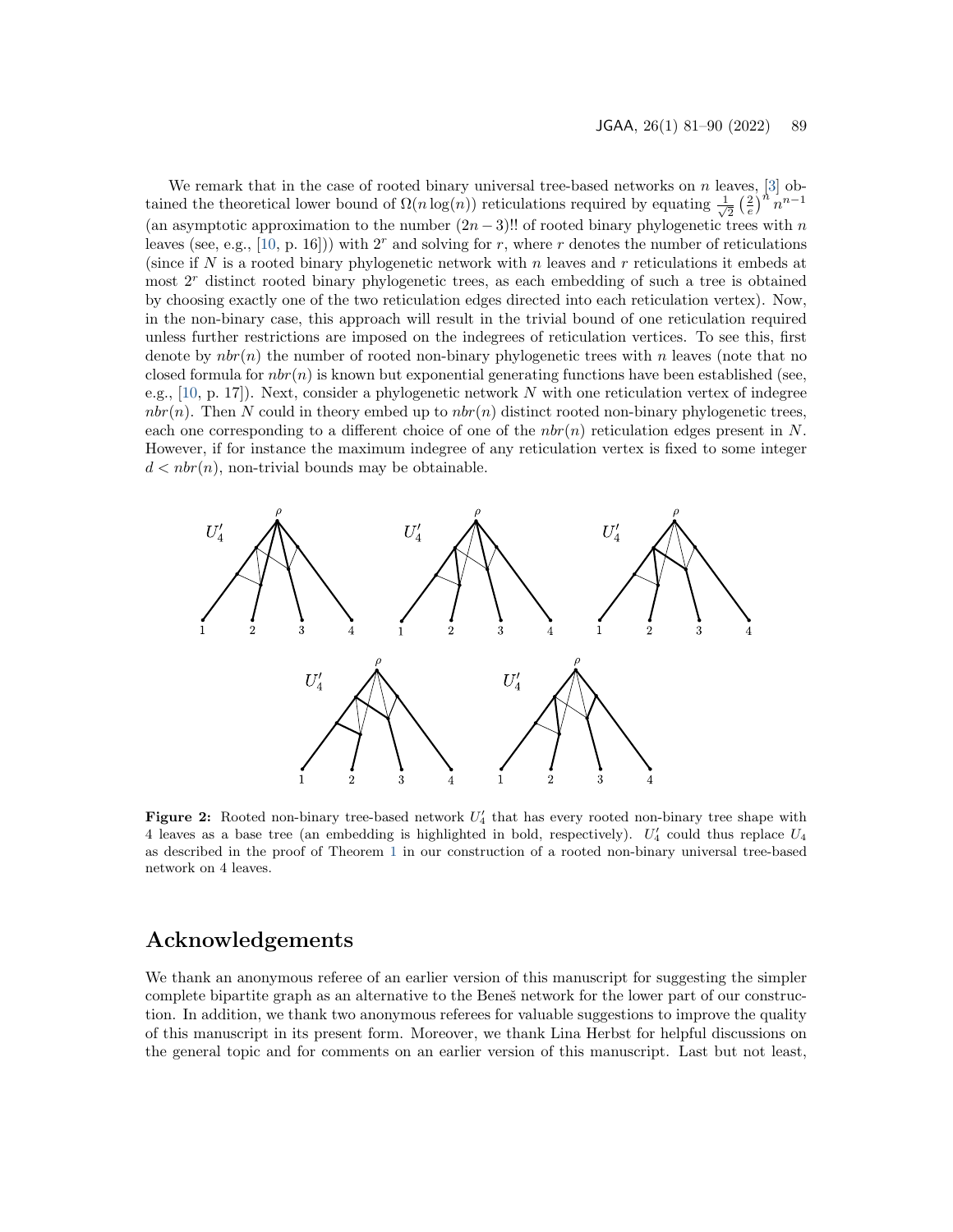We remark that in the case of rooted binary universal tree-based networks on $n$ leaves, [3] obtained the theoretical lower bound of $\Omega(n \log(n))$ reticulations required by equating $\frac{1}{\sqrt{2}} \left(\frac{2}{e}\right)^n n^{n-1}$ (an asymptotic approximation to the number $(2n-3)!!$ of rooted binary phylogenetic trees with $n$ leaves (see, e.g., [10, p. 16])) with $2^r$ and solving for $r$, where $r$ denotes the number of reticulations (since if $N$ is a rooted binary phylogenetic network with $n$ leaves and $r$ reticulations it embeds at most $2^r$ distinct rooted binary phylogenetic trees, as each embedding of such a tree is obtained by choosing exactly one of the two reticulation edges directed into each reticulation vertex). Now, in the non-binary case, this approach will result in the trivial bound of one reticulation required unless further restrictions are imposed on the indegrees of reticulation vertices. To see this, first denote by $nbr(n)$ the number of rooted non-binary phylogenetic trees with $n$ leaves (note that no closed formula for $nbr(n)$ is known but exponential generating functions have been established (see, e.g., [10, p. 17]). Next, consider a phylogenetic network $N$ with one reticulation vertex of indegree $nbr(n)$. Then $N$ could in theory embed up to $nbr(n)$ distinct rooted non-binary phylogenetic trees, each one corresponding to a different choice of one of the $nbr(n)$ reticulation edges present in $N$. However, if for instance the maximum indegree of any reticulation vertex is fixed to some integer $d < nbr(n)$, non-trivial bounds may be obtainable.

**Figure 2:** Rooted non-binary tree-based network $U'_4$ that has every rooted non-binary tree shape with 4 leaves as a base tree (an embedding is highlighted in bold, respectively). $U'_4$ could thus replace $U_4$ as described in the proof of Theorem 1 in our construction of a rooted non-binary universal tree-based network on 4 leaves.

## Acknowledgements

We thank an anonymous referee of an earlier version of this manuscript for suggesting the simpler complete bipartite graph as an alternative to the Beneš network for the lower part of our construction. In addition, we thank two anonymous referees for valuable suggestions to improve the quality of this manuscript in its present form. Moreover, we thank Lina Herbst for helpful discussions on the general topic and for comments on an earlier version of this manuscript. Last but not least,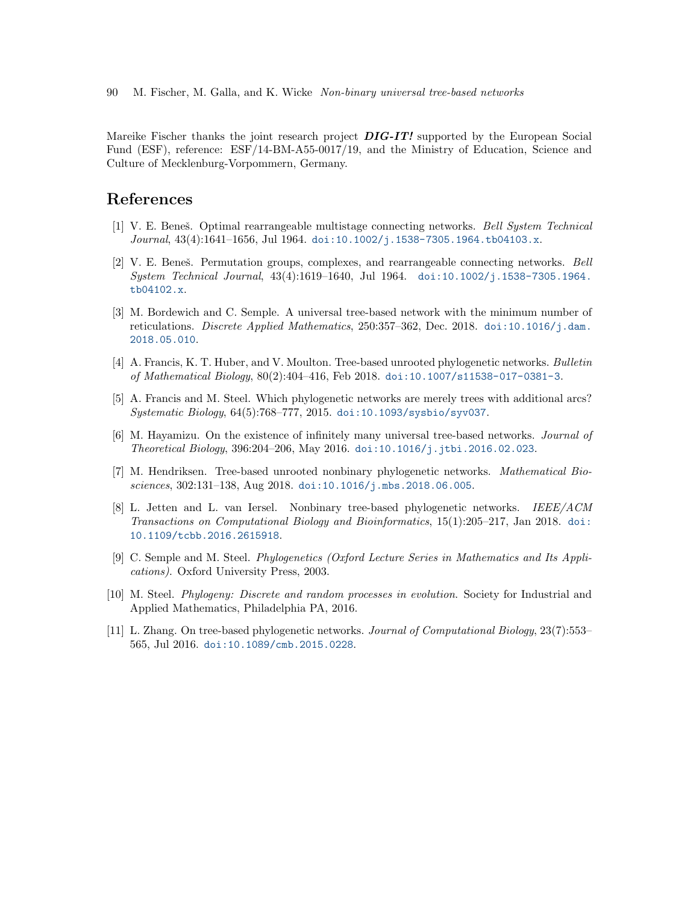Mareike Fischer thanks the joint research project ***DIG-IT!*** supported by the European Social Fund (ESF), reference: ESF/14-BM-A55-0017/19, and the Ministry of Education, Science and Culture of Mecklenburg-Vorpommern, Germany.

## References

[1] V. E. Beneš. Optimal rearrangeable multistage connecting networks. *Bell System Technical Journal*, 43(4):1641–1656, Jul 1964. doi:10.1002/j.1538-7305.1964.tb04103.x.

[2] V. E. Beneš. Permutation groups, complexes, and rearrangeable connecting networks. *Bell System Technical Journal*, 43(4):1619–1640, Jul 1964. doi:10.1002/j.1538-7305.1964.tb04102.x.

[3] M. Bordewich and C. Semple. A universal tree-based network with the minimum number of reticulations. *Discrete Applied Mathematics*, 250:357–362, Dec. 2018. doi:10.1016/j.dam.2018.05.010.

[4] A. Francis, K. T. Huber, and V. Moulton. Tree-based unrooted phylogenetic networks. *Bulletin of Mathematical Biology*, 80(2):404–416, Feb 2018. doi:10.1007/s11538-017-0381-3.

[5] A. Francis and M. Steel. Which phylogenetic networks are merely trees with additional arcs? *Systematic Biology*, 64(5):768–777, 2015. doi:10.1093/sysbio/syv037.

[6] M. Hayamizu. On the existence of infinitely many universal tree-based networks. *Journal of Theoretical Biology*, 396:204–206, May 2016. doi:10.1016/j.jtbi.2016.02.023.

[7] M. Hendriksen. Tree-based unrooted nonbinary phylogenetic networks. *Mathematical Biosciences*, 302:131–138, Aug 2018. doi:10.1016/j.mbs.2018.06.005.

[8] L. Jetten and L. van Iersel. Nonbinary tree-based phylogenetic networks. *IEEE/ACM Transactions on Computational Biology and Bioinformatics*, 15(1):205–217, Jan 2018. doi:10.1109/tcbb.2016.2615918.

[9] C. Semple and M. Steel. *Phylogenetics (Oxford Lecture Series in Mathematics and Its Applications)*. Oxford University Press, 2003.

[10] M. Steel. *Phylogeny: Discrete and random processes in evolution.* Society for Industrial and Applied Mathematics, Philadelphia PA, 2016.

[11] L. Zhang. On tree-based phylogenetic networks. *Journal of Computational Biology*, 23(7):553–565, Jul 2016. doi:10.1089/cmb.2015.0228.